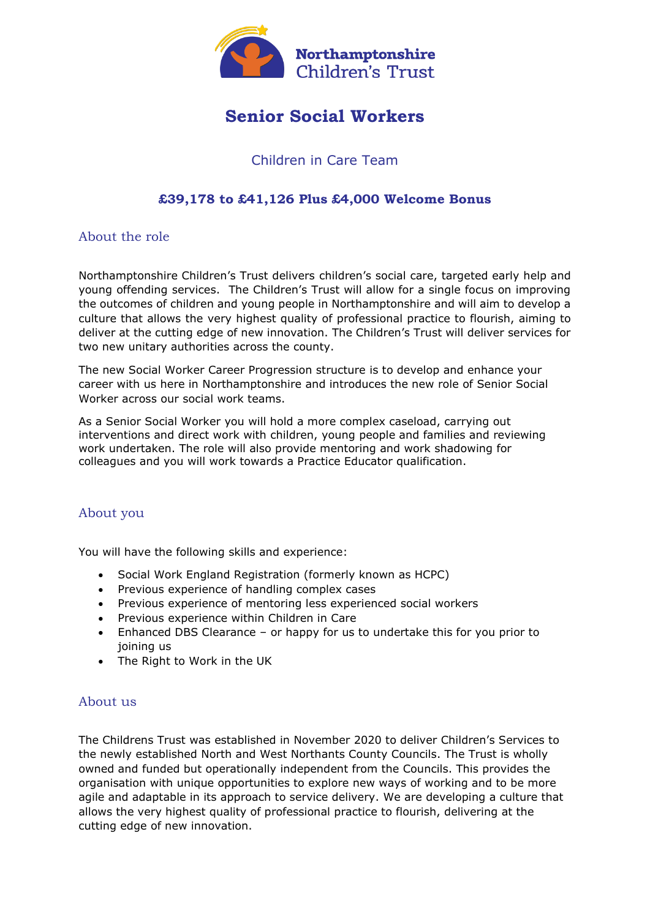Northamptonshire Children's Trust

# Senior Social Workers

## Children in Care Team

### £39,178 to £41,126 Plus £4,000 Welcome Bonus

## About the role

Northamptonshire Children's Trust delivers children's social care, targeted early help and young offending services. The Children's Trust will allow for a single focus on improving the outcomes of children and young people in Northamptonshire and will aim to develop a culture that allows the very highest quality of professional practice to flourish, aiming to deliver at the cutting edge of new innovation. The Children's Trust will deliver services for two new unitary authorities across the county.

The new Social Worker Career Progression structure is to develop and enhance your career with us here in Northamptonshire and introduces the new role of Senior Social Worker across our social work teams.

As a Senior Social Worker you will hold a more complex caseload, carrying out interventions and direct work with children, young people and families and reviewing work undertaken. The role will also provide mentoring and work shadowing for colleagues and you will work towards a Practice Educator qualification.

## About you

You will have the following skills and experience:

- Social Work England Registration (formerly known as HCPC)
- Previous experience of handling complex cases
- Previous experience of mentoring less experienced social workers
- Previous experience within Children in Care
- Enhanced DBS Clearance – or happy for us to undertake this for you prior to joining us
- The Right to Work in the UK

## About us

The Childrens Trust was established in November 2020 to deliver Children's Services to the newly established North and West Northants County Councils. The Trust is wholly owned and funded but operationally independent from the Councils. This provides the organisation with unique opportunities to explore new ways of working and to be more agile and adaptable in its approach to service delivery. We are developing a culture that allows the very highest quality of professional practice to flourish, delivering at the cutting edge of new innovation.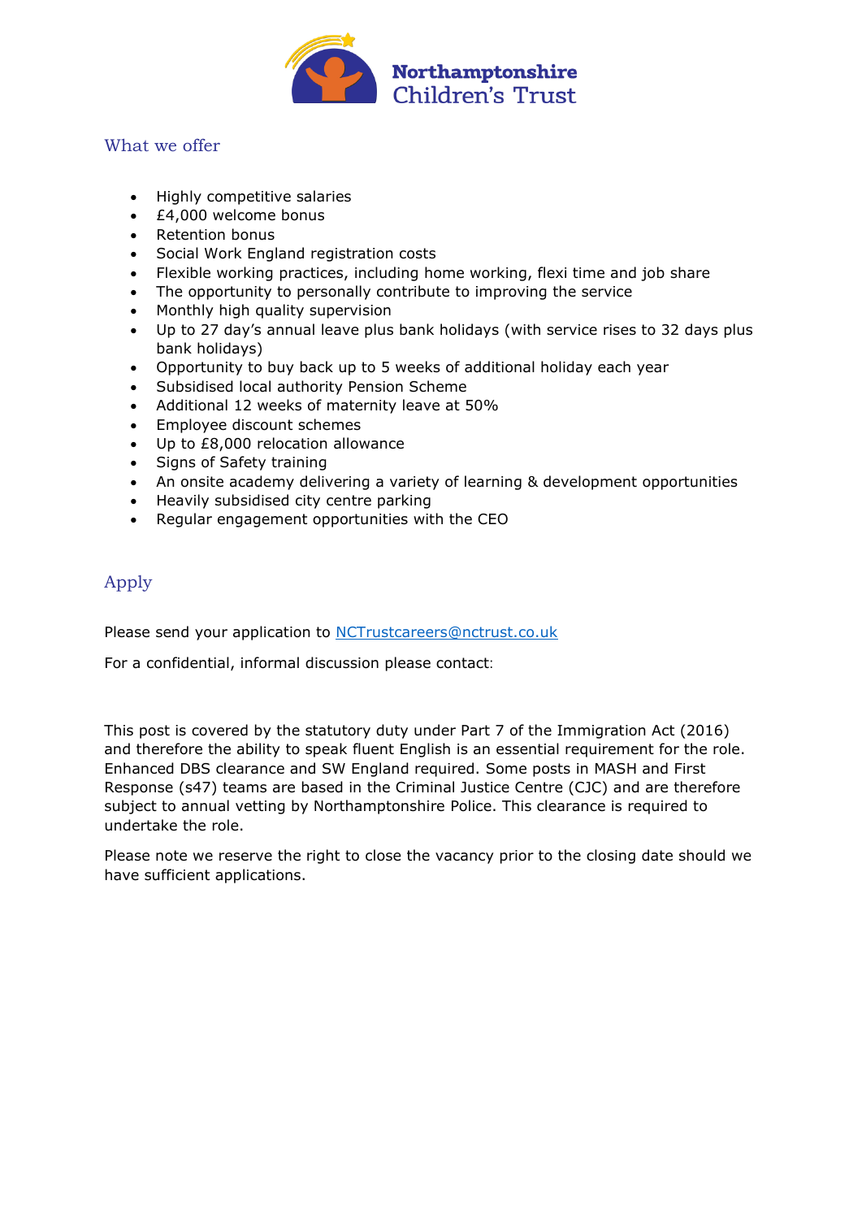## What we offer

- Highly competitive salaries
- £4,000 welcome bonus
- Retention bonus
- Social Work England registration costs
- Flexible working practices, including home working, flexi time and job share
- The opportunity to personally contribute to improving the service
- Monthly high quality supervision
- Up to 27 day's annual leave plus bank holidays (with service rises to 32 days plus bank holidays)
- Opportunity to buy back up to 5 weeks of additional holiday each year
- Subsidised local authority Pension Scheme
- Additional 12 weeks of maternity leave at 50%
- Employee discount schemes
- Up to £8,000 relocation allowance
- Signs of Safety training
- An onsite academy delivering a variety of learning & development opportunities
- Heavily subsidised city centre parking
- Regular engagement opportunities with the CEO

## Apply

Please send your application to NCTrustcareers@nctrust.co.uk

For a confidential, informal discussion please contact:

This post is covered by the statutory duty under Part 7 of the Immigration Act (2016) and therefore the ability to speak fluent English is an essential requirement for the role. Enhanced DBS clearance and SW England required. Some posts in MASH and First Response (s47) teams are based in the Criminal Justice Centre (CJC) and are therefore subject to annual vetting by Northamptonshire Police. This clearance is required to undertake the role.

Please note we reserve the right to close the vacancy prior to the closing date should we have sufficient applications.